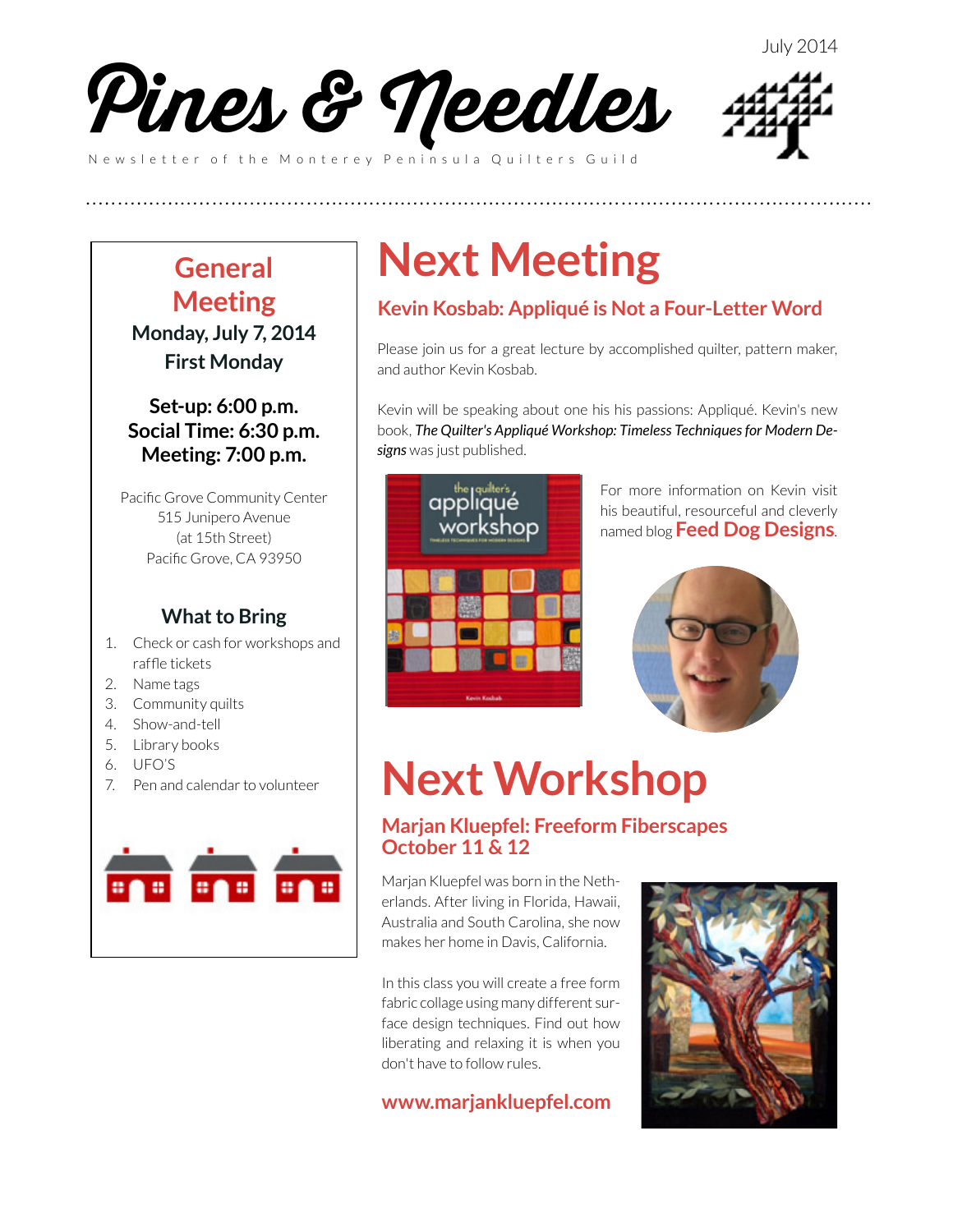July 2014

# Pines & Needles

Newsletter of the Monterey Peninsula Quilters Guild

## General Meeting

**Monday, July 7, 2014**
**First Monday**

**Set-up: 6:00 p.m.**
**Social Time: 6:30 p.m.**
**Meeting: 7:00 p.m.**

Pacific Grove Community Center
515 Junipero Avenue
(at 15th Street)
Pacific Grove, CA 93950

### What to Bring

1. Check or cash for workshops and raffle tickets
2. Name tags
3. Community quilts
4. Show-and-tell
5. Library books
6. UFO'S
7. Pen and calendar to volunteer

# Next Meeting

### Kevin Kosbab: Appliqué is Not a Four-Letter Word

Please join us for a great lecture by accomplished quilter, pattern maker, and author Kevin Kosbab.

Kevin will be speaking about one his his passions: Appliqué. Kevin's new book, ***The Quilter's Appliqué Workshop: Timeless Techniques for Modern Designs*** was just published.

For more information on Kevin visit his beautiful, resourceful and cleverly named blog **Feed Dog Designs**.

# Next Workshop

### Marjan Kluepfel: Freeform Fiberscapes October 11 & 12

Marjan Kluepfel was born in the Netherlands. After living in Florida, Hawaii, Australia and South Carolina, she now makes her home in Davis, California.

In this class you will create a free form fabric collage using many different surface design techniques. Find out how liberating and relaxing it is when you don't have to follow rules.

**www.marjankluepfel.com**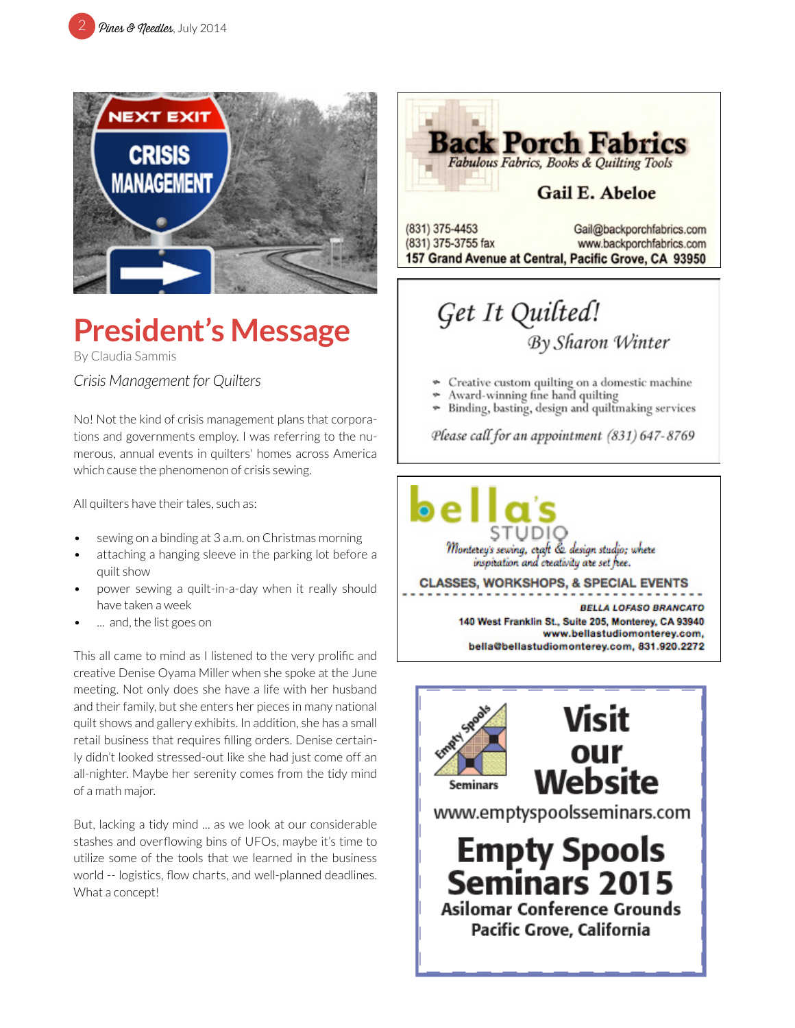# President's Message

By Claudia Sammis

*Crisis Management for Quilters*

No! Not the kind of crisis management plans that corporations and governments employ. I was referring to the numerous, annual events in quilters' homes across America which cause the phenomenon of crisis sewing.

All quilters have their tales, such as:

- sewing on a binding at 3 a.m. on Christmas morning
- attaching a hanging sleeve in the parking lot before a quilt show
- power sewing a quilt-in-a-day when it really should have taken a week
- ... and, the list goes on

This all came to mind as I listened to the very prolific and creative Denise Oyama Miller when she spoke at the June meeting. Not only does she have a life with her husband and their family, but she enters her pieces in many national quilt shows and gallery exhibits. In addition, she has a small retail business that requires filling orders. Denise certainly didn't looked stressed-out like she had just come off an all-nighter. Maybe her serenity comes from the tidy mind of a math major.

But, lacking a tidy mind ... as we look at our considerable stashes and overflowing bins of UFOs, maybe it's time to utilize some of the tools that we learned in the business world -- logistics, flow charts, and well-planned deadlines. What a concept!

---

**Back Porch Fabrics**
*Fabulous Fabrics, Books & Quilting Tools*

**Gail E. Abeloe**

(831) 375-4453
(831) 375-3755 fax
Gail@backporchfabrics.com
www.backporchfabrics.com
**157 Grand Avenue at Central, Pacific Grove, CA 93950**

---

*Get It Quilted!*
*By Sharon Winter*

- Creative custom quilting on a domestic machine
- Award-winning fine hand quilting
- Binding, basting, design and quiltmaking services

*Please call for an appointment (831) 647-8769*

---

**bella's STUDIO**
*Monterey's sewing, craft & design studio; where inspiration and creativity are set free.*

**CLASSES, WORKSHOPS, & SPECIAL EVENTS**

BELLA LOFASO BRANCATO
140 West Franklin St., Suite 205, Monterey, CA 93940
www.bellastudiomonterey.com,
bella@bellastudiomonterey.com, 831.920.2272

---

Empty Spools Seminars

**Visit our Website**

www.emptyspoolsseminars.com

**Empty Spools Seminars 2015**
**Asilomar Conference Grounds**
**Pacific Grove, California**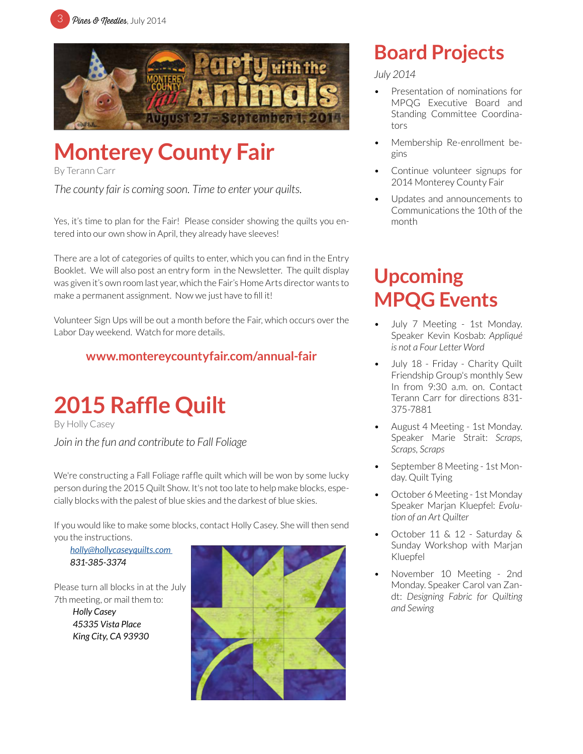# Monterey County Fair

By Terann Carr

*The county fair is coming soon. Time to enter your quilts.*

Yes, it's time to plan for the Fair! Please consider showing the quilts you entered into our own show in April, they already have sleeves!

There are a lot of categories of quilts to enter, which you can find in the Entry Booklet. We will also post an entry form in the Newsletter. The quilt display was given it's own room last year, which the Fair's Home Arts director wants to make a permanent assignment. Now we just have to fill it!

Volunteer Sign Ups will be out a month before the Fair, which occurs over the Labor Day weekend. Watch for more details.

**www.montereycountyfair.com/annual-fair**

# 2015 Raffle Quilt

By Holly Casey

*Join in the fun and contribute to Fall Foliage*

We're constructing a Fall Foliage raffle quilt which will be won by some lucky person during the 2015 Quilt Show. It's not too late to help make blocks, especially blocks with the palest of blue skies and the darkest of blue skies.

If you would like to make some blocks, contact Holly Casey. She will then send you the instructions.

*holly@hollycaseyquilts.com*
*831-385-3374*

Please turn all blocks in at the July 7th meeting, or mail them to:

*Holly Casey*
*45335 Vista Place*
*King City, CA 93930*

# Board Projects

*July 2014*

- Presentation of nominations for MPQG Executive Board and Standing Committee Coordinators
- Membership Re-enrollment begins
- Continue volunteer signups for 2014 Monterey County Fair
- Updates and announcements to Communications the 10th of the month

# Upcoming MPQG Events

- July 7 Meeting - 1st Monday. Speaker Kevin Kosbab: *Appliqué is not a Four Letter Word*
- July 18 - Friday - Charity Quilt Friendship Group's monthly Sew In from 9:30 a.m. on. Contact Terann Carr for directions 831-375-7881
- August 4 Meeting - 1st Monday. Speaker Marie Strait: *Scraps, Scraps, Scraps*
- September 8 Meeting - 1st Monday. Quilt Tying
- October 6 Meeting - 1st Monday Speaker Marjan Kluepfel: *Evolution of an Art Quilter*
- October 11 & 12 - Saturday & Sunday Workshop with Marjan Kluepfel
- November 10 Meeting - 2nd Monday. Speaker Carol van Zandt: *Designing Fabric for Quilting and Sewing*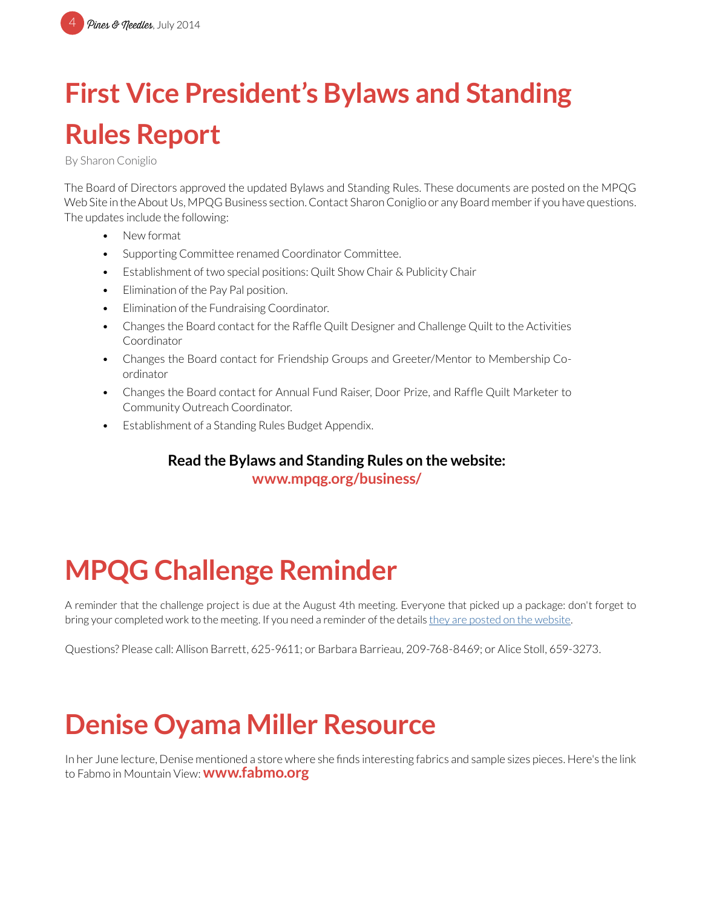# First Vice President's Bylaws and Standing Rules Report

By Sharon Coniglio

The Board of Directors approved the updated Bylaws and Standing Rules. These documents are posted on the MPQG Web Site in the About Us, MPQG Business section. Contact Sharon Coniglio or any Board member if you have questions. The updates include the following:

- New format
- Supporting Committee renamed Coordinator Committee.
- Establishment of two special positions: Quilt Show Chair & Publicity Chair
- Elimination of the Pay Pal position.
- Elimination of the Fundraising Coordinator.
- Changes the Board contact for the Raffle Quilt Designer and Challenge Quilt to the Activities Coordinator
- Changes the Board contact for Friendship Groups and Greeter/Mentor to Membership Co-ordinator
- Changes the Board contact for Annual Fund Raiser, Door Prize, and Raffle Quilt Marketer to Community Outreach Coordinator.
- Establishment of a Standing Rules Budget Appendix.

**Read the Bylaws and Standing Rules on the website:**
**www.mpqg.org/business/**

# MPQG Challenge Reminder

A reminder that the challenge project is due at the August 4th meeting. Everyone that picked up a package: don't forget to bring your completed work to the meeting. If you need a reminder of the details they are posted on the website.

Questions? Please call: Allison Barrett, 625-9611; or Barbara Barrieau, 209-768-8469; or Alice Stoll, 659-3273.

# Denise Oyama Miller Resource

In her June lecture, Denise mentioned a store where she finds interesting fabrics and sample sizes pieces. Here's the link to Fabmo in Mountain View: **www.fabmo.org**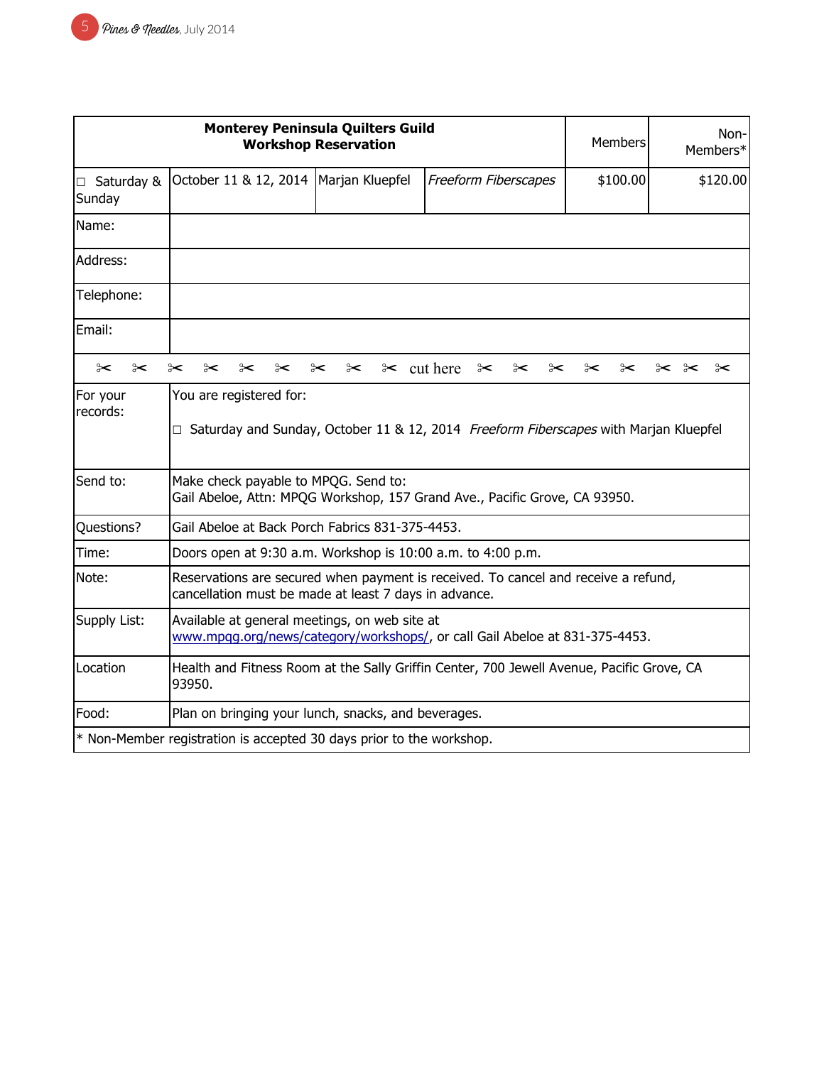| Monterey Peninsula Quilters Guild<br>Workshop Reservation | | | | Members | Non-Members* |
|---|---|---|---|---|---|
| □ Saturday & Sunday | October 11 & 12, 2014 | Marjan Kluepfel | *Freeform Fiberscapes* | $100.00 | $120.00 |
| Name: | | | | | |
| Address: | | | | | |
| Telephone: | | | | | |
| Email: | | | | | |

✂ ✂ ✂ ✂ ✂ ✂ ✂ ✂ ✂ cut here ✂ ✂ ✂ ✂ ✂ ✂ ✂ ✂

| | |
|---|---|
| For your records: | You are registered for:<br><br>□ Saturday and Sunday, October 11 & 12, 2014 *Freeform Fiberscapes* with Marjan Kluepfel |
| Send to: | Make check payable to MPQG. Send to:<br>Gail Abeloe, Attn: MPQG Workshop, 157 Grand Ave., Pacific Grove, CA 93950. |
| Questions? | Gail Abeloe at Back Porch Fabrics 831-375-4453. |
| Time: | Doors open at 9:30 a.m. Workshop is 10:00 a.m. to 4:00 p.m. |
| Note: | Reservations are secured when payment is received. To cancel and receive a refund, cancellation must be made at least 7 days in advance. |
| Supply List: | Available at general meetings, on web site at www.mpqg.org/news/category/workshops/, or call Gail Abeloe at 831-375-4453. |
| Location | Health and Fitness Room at the Sally Griffin Center, 700 Jewell Avenue, Pacific Grove, CA 93950. |
| Food: | Plan on bringing your lunch, snacks, and beverages. |

* Non-Member registration is accepted 30 days prior to the workshop.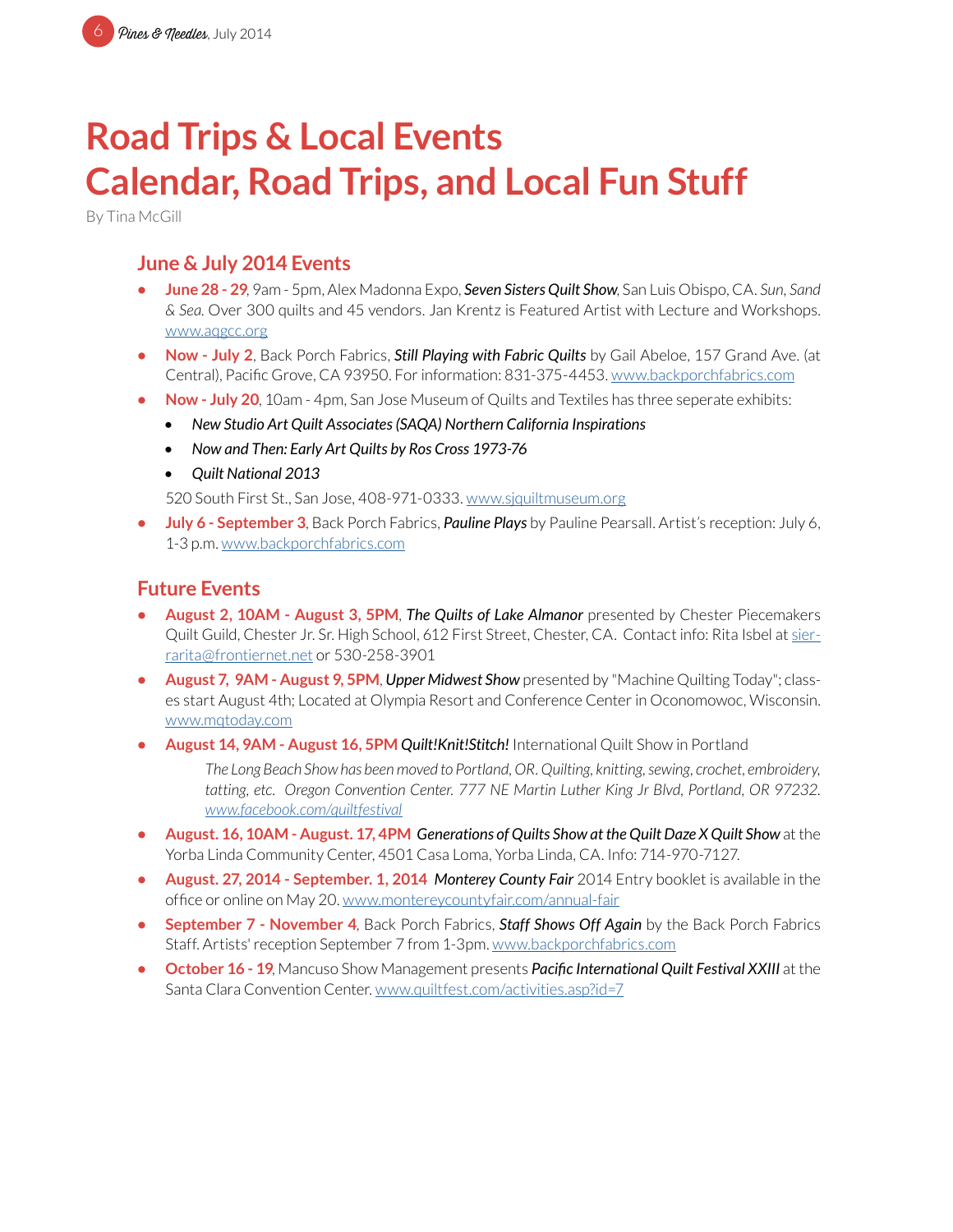# Road Trips & Local Events
# Calendar, Road Trips, and Local Fun Stuff

By Tina McGill

## June & July 2014 Events

- **June 28 - 29**, 9am - 5pm, Alex Madonna Expo, ***Seven Sisters Quilt Show***, San Luis Obispo, CA. *Sun, Sand & Sea*. Over 300 quilts and 45 vendors. Jan Krentz is Featured Artist with Lecture and Workshops. www.aqgcc.org
- **Now - July 2**, Back Porch Fabrics, ***Still Playing with Fabric Quilts*** by Gail Abeloe, 157 Grand Ave. (at Central), Pacific Grove, CA 93950. For information: 831-375-4453. www.backporchfabrics.com
- **Now - July 20**, 10am - 4pm, San Jose Museum of Quilts and Textiles has three seperate exhibits:
  - *New Studio Art Quilt Associates (SAQA) Northern California Inspirations*
  - *Now and Then: Early Art Quilts by Ros Cross 1973-76*
  - *Quilt National 2013*

  520 South First St., San Jose, 408-971-0333. www.sjquiltmuseum.org
- **July 6 - September 3**, Back Porch Fabrics, ***Pauline Plays*** by Pauline Pearsall. Artist's reception: July 6, 1-3 p.m. www.backporchfabrics.com

## Future Events

- **August 2, 10AM - August 3, 5PM**, ***The Quilts of Lake Almanor*** presented by Chester Piecemakers Quilt Guild, Chester Jr. Sr. High School, 612 First Street, Chester, CA. Contact info: Rita Isbel at sierrarita@frontiernet.net or 530-258-3901
- **August 7, 9AM - August 9, 5PM**, ***Upper Midwest Show*** presented by "Machine Quilting Today"; classes start August 4th; Located at Olympia Resort and Conference Center in Oconomowoc, Wisconsin. www.mqtoday.com
- **August 14, 9AM - August 16, 5PM** ***Quilt!Knit!Stitch!*** International Quilt Show in Portland

  *The Long Beach Show has been moved to Portland, OR. Quilting, knitting, sewing, crochet, embroidery, tatting, etc. Oregon Convention Center. 777 NE Martin Luther King Jr Blvd, Portland, OR 97232. www.facebook.com/quiltfestival*
- **August. 16, 10AM - August. 17, 4PM** ***Generations of Quilts Show at the Quilt Daze X Quilt Show*** at the Yorba Linda Community Center, 4501 Casa Loma, Yorba Linda, CA. Info: 714-970-7127.
- **August. 27, 2014 - September. 1, 2014** ***Monterey County Fair*** 2014 Entry booklet is available in the office or online on May 20. www.montereycountyfair.com/annual-fair
- **September 7 - November 4**, Back Porch Fabrics, ***Staff Shows Off Again*** by the Back Porch Fabrics Staff. Artists' reception September 7 from 1-3pm. www.backporchfabrics.com
- **October 16 - 19**, Mancuso Show Management presents ***Pacific International Quilt Festival XXIII*** at the Santa Clara Convention Center. www.quiltfest.com/activities.asp?id=7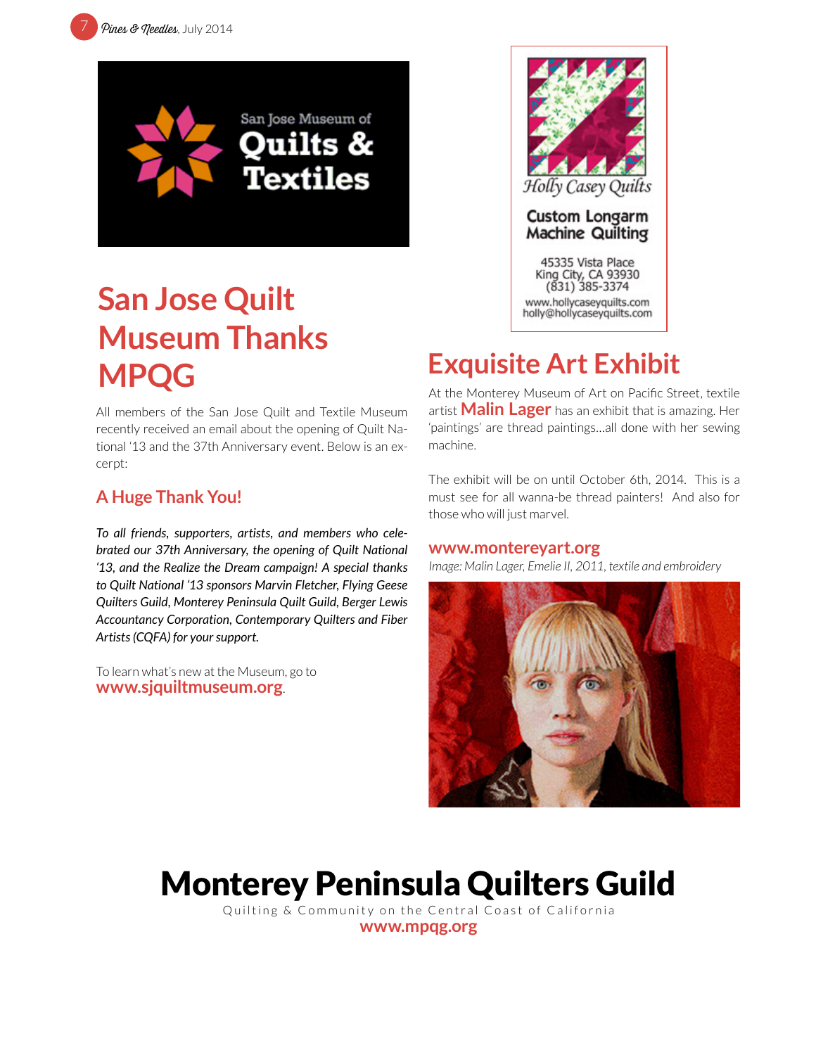San Jose Museum of
Quilts & Textiles

# San Jose Quilt Museum Thanks MPQG

All members of the San Jose Quilt and Textile Museum recently received an email about the opening of Quilt National '13 and the 37th Anniversary event. Below is an excerpt:

## A Huge Thank You!

*To all friends, supporters, artists, and members who celebrated our 37th Anniversary, the opening of Quilt National '13, and the Realize the Dream campaign! A special thanks to Quilt National '13 sponsors Marvin Fletcher, Flying Geese Quilters Guild, Monterey Peninsula Quilt Guild, Berger Lewis Accountancy Corporation, Contemporary Quilters and Fiber Artists (CQFA) for your support.*

To learn what's new at the Museum, go to **www.sjquiltmuseum.org**.

Holly Casey Quilts

**Custom Longarm Machine Quilting**

45335 Vista Place
King City, CA 93930
(831) 385-3374
www.hollycaseyquilts.com
holly@hollycaseyquilts.com

# Exquisite Art Exhibit

At the Monterey Museum of Art on Pacific Street, textile artist **Malin Lager** has an exhibit that is amazing. Her 'paintings' are thread paintings...all done with her sewing machine.

The exhibit will be on until October 6th, 2014. This is a must see for all wanna-be thread painters! And also for those who will just marvel.

**www.montereyart.org**

*Image: Malin Lager, Emelie II, 2011, textile and embroidery*

# Monterey Peninsula Quilters Guild

Quilting & Community on the Central Coast of California

**www.mpqg.org**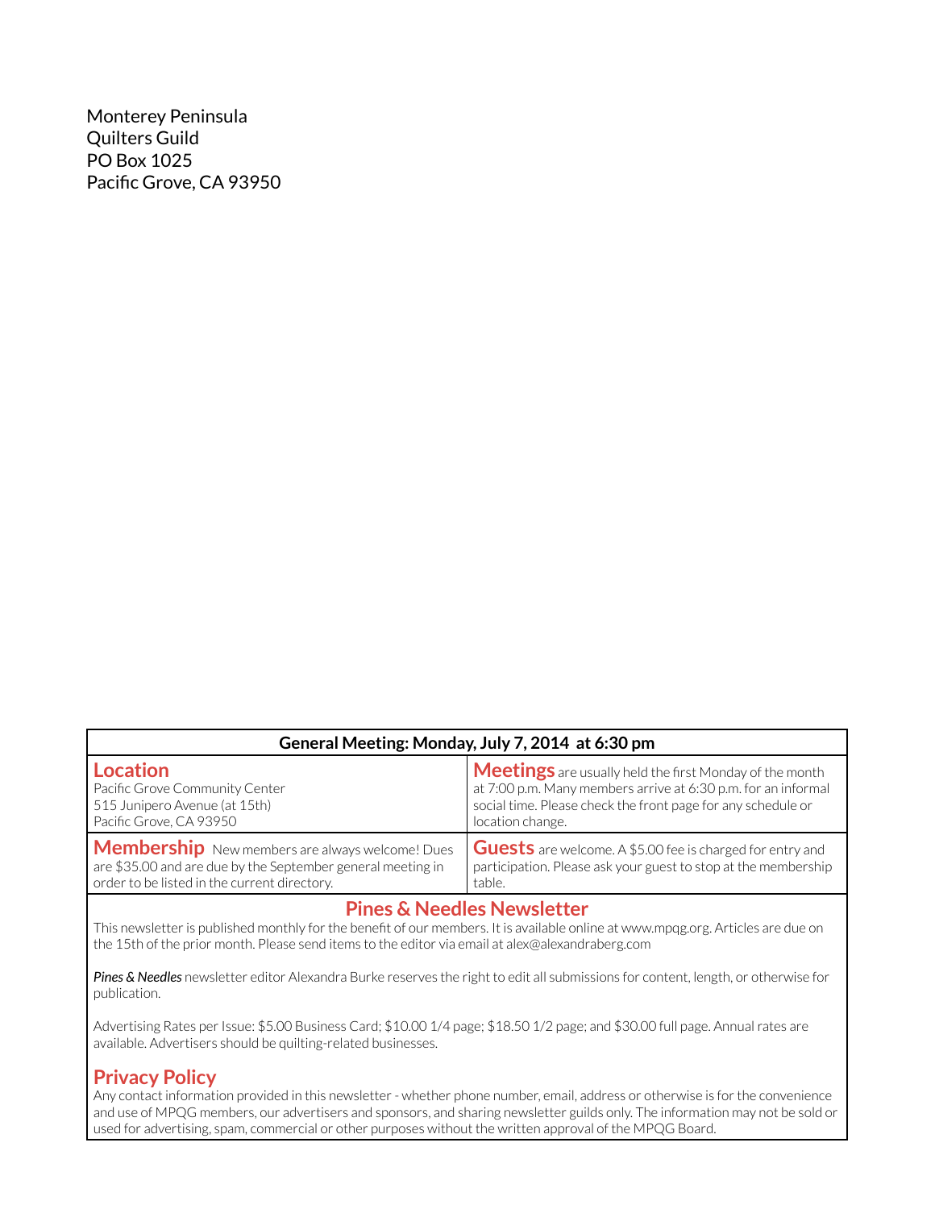Monterey Peninsula
Quilters Guild
PO Box 1025
Pacific Grove, CA 93950

**General Meeting: Monday, July 7, 2014 at 6:30 pm**

## Location

Pacific Grove Community Center
515 Junipero Avenue (at 15th)
Pacific Grove, CA 93950

**Meetings** are usually held the first Monday of the month at 7:00 p.m. Many members arrive at 6:30 p.m. for an informal social time. Please check the front page for any schedule or location change.

**Membership** New members are always welcome! Dues are $35.00 and are due by the September general meeting in order to be listed in the current directory.

**Guests** are welcome. A $5.00 fee is charged for entry and participation. Please ask your guest to stop at the membership table.

## Pines & Needles Newsletter

This newsletter is published monthly for the benefit of our members. It is available online at www.mpqg.org. Articles are due on the 15th of the prior month. Please send items to the editor via email at alex@alexandraberg.com

***Pines & Needles*** newsletter editor Alexandra Burke reserves the right to edit all submissions for content, length, or otherwise for publication.

Advertising Rates per Issue: $5.00 Business Card; $10.00 1/4 page; $18.50 1/2 page; and $30.00 full page. Annual rates are available. Advertisers should be quilting-related businesses.

## Privacy Policy

Any contact information provided in this newsletter - whether phone number, email, address or otherwise is for the convenience and use of MPQG members, our advertisers and sponsors, and sharing newsletter guilds only. The information may not be sold or used for advertising, spam, commercial or other purposes without the written approval of the MPQG Board.